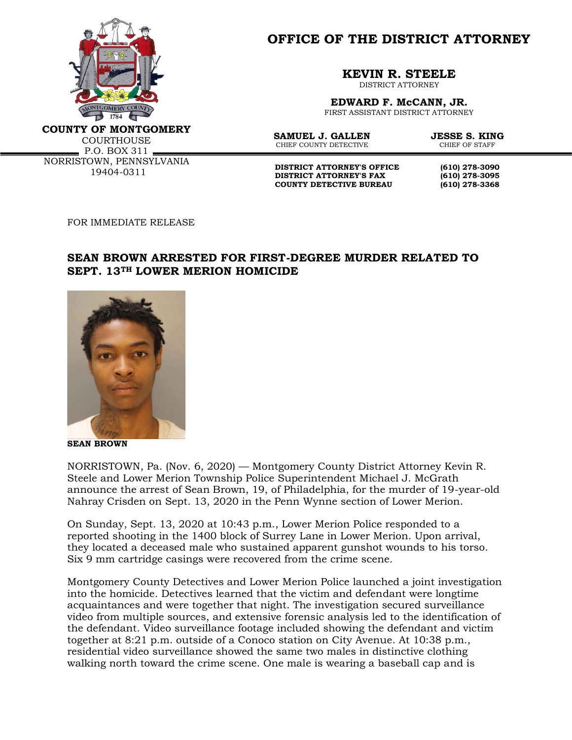**COUNTY OF MONTGOMERY**
COURTHOUSE
P.O. BOX 311
NORRISTOWN, PENNSYLVANIA
19404-0311

# OFFICE OF THE DISTRICT ATTORNEY

**KEVIN R. STEELE**
DISTRICT ATTORNEY

**EDWARD F. McCANN, JR.**
FIRST ASSISTANT DISTRICT ATTORNEY

**SAMUEL J. GALLEN**
CHIEF COUNTY DETECTIVE

**JESSE S. KING**
CHIEF OF STAFF

**DISTRICT ATTORNEY'S OFFICE** (610) 278-3090
**DISTRICT ATTORNEY'S FAX** (610) 278-3095
**COUNTY DETECTIVE BUREAU** (610) 278-3368

FOR IMMEDIATE RELEASE

## SEAN BROWN ARRESTED FOR FIRST-DEGREE MURDER RELATED TO SEPT. 13TH LOWER MERION HOMICIDE

**SEAN BROWN**

NORRISTOWN, Pa. (Nov. 6, 2020) — Montgomery County District Attorney Kevin R. Steele and Lower Merion Township Police Superintendent Michael J. McGrath announce the arrest of Sean Brown, 19, of Philadelphia, for the murder of 19-year-old Nahray Crisden on Sept. 13, 2020 in the Penn Wynne section of Lower Merion.

On Sunday, Sept. 13, 2020 at 10:43 p.m., Lower Merion Police responded to a reported shooting in the 1400 block of Surrey Lane in Lower Merion. Upon arrival, they located a deceased male who sustained apparent gunshot wounds to his torso. Six 9 mm cartridge casings were recovered from the crime scene.

Montgomery County Detectives and Lower Merion Police launched a joint investigation into the homicide. Detectives learned that the victim and defendant were longtime acquaintances and were together that night. The investigation secured surveillance video from multiple sources, and extensive forensic analysis led to the identification of the defendant. Video surveillance footage included showing the defendant and victim together at 8:21 p.m. outside of a Conoco station on City Avenue. At 10:38 p.m., residential video surveillance showed the same two males in distinctive clothing walking north toward the crime scene. One male is wearing a baseball cap and is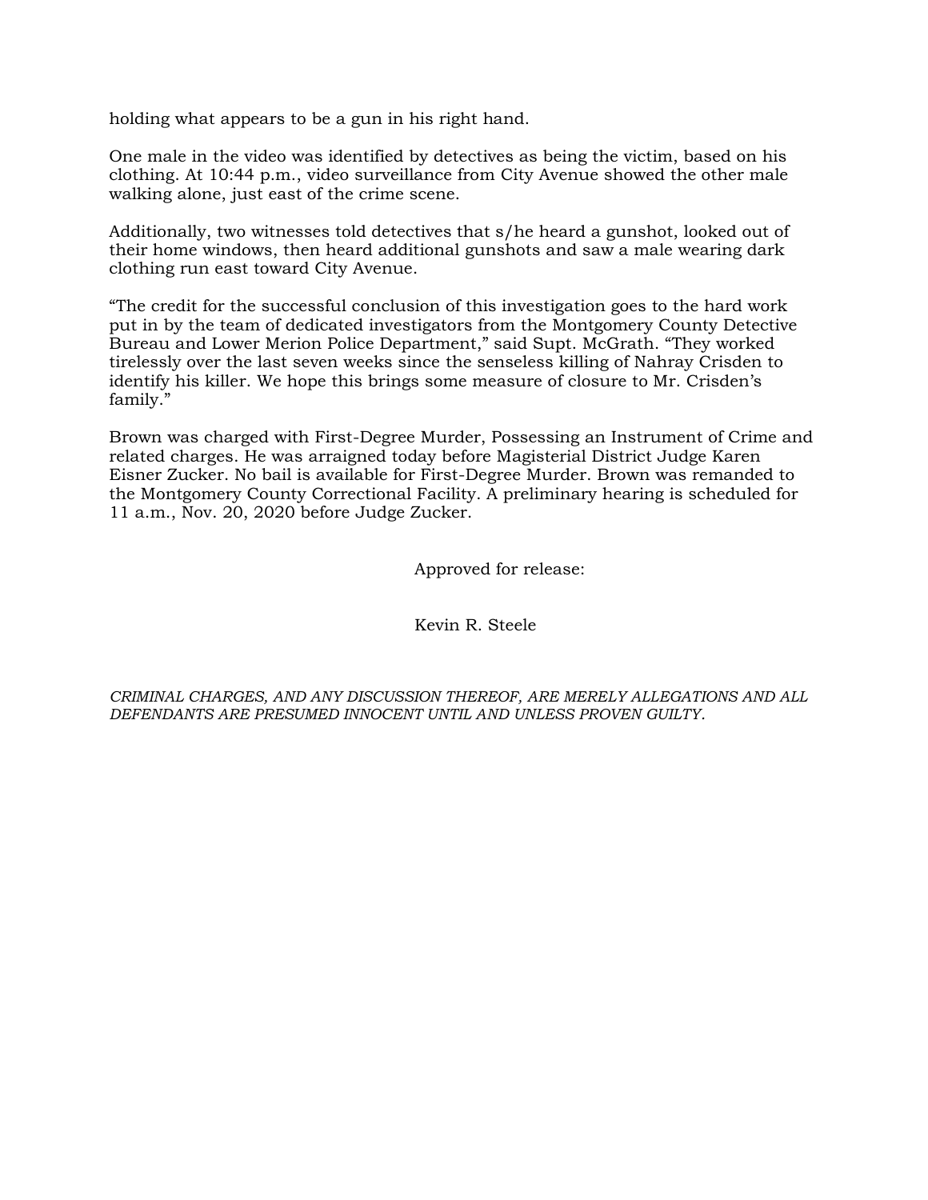holding what appears to be a gun in his right hand.

One male in the video was identified by detectives as being the victim, based on his clothing. At 10:44 p.m., video surveillance from City Avenue showed the other male walking alone, just east of the crime scene.

Additionally, two witnesses told detectives that s/he heard a gunshot, looked out of their home windows, then heard additional gunshots and saw a male wearing dark clothing run east toward City Avenue.

"The credit for the successful conclusion of this investigation goes to the hard work put in by the team of dedicated investigators from the Montgomery County Detective Bureau and Lower Merion Police Department," said Supt. McGrath. "They worked tirelessly over the last seven weeks since the senseless killing of Nahray Crisden to identify his killer. We hope this brings some measure of closure to Mr. Crisden's family."

Brown was charged with First-Degree Murder, Possessing an Instrument of Crime and related charges. He was arraigned today before Magisterial District Judge Karen Eisner Zucker. No bail is available for First-Degree Murder. Brown was remanded to the Montgomery County Correctional Facility. A preliminary hearing is scheduled for 11 a.m., Nov. 20, 2020 before Judge Zucker.

Approved for release:

Kevin R. Steele

*CRIMINAL CHARGES, AND ANY DISCUSSION THEREOF, ARE MERELY ALLEGATIONS AND ALL DEFENDANTS ARE PRESUMED INNOCENT UNTIL AND UNLESS PROVEN GUILTY.*